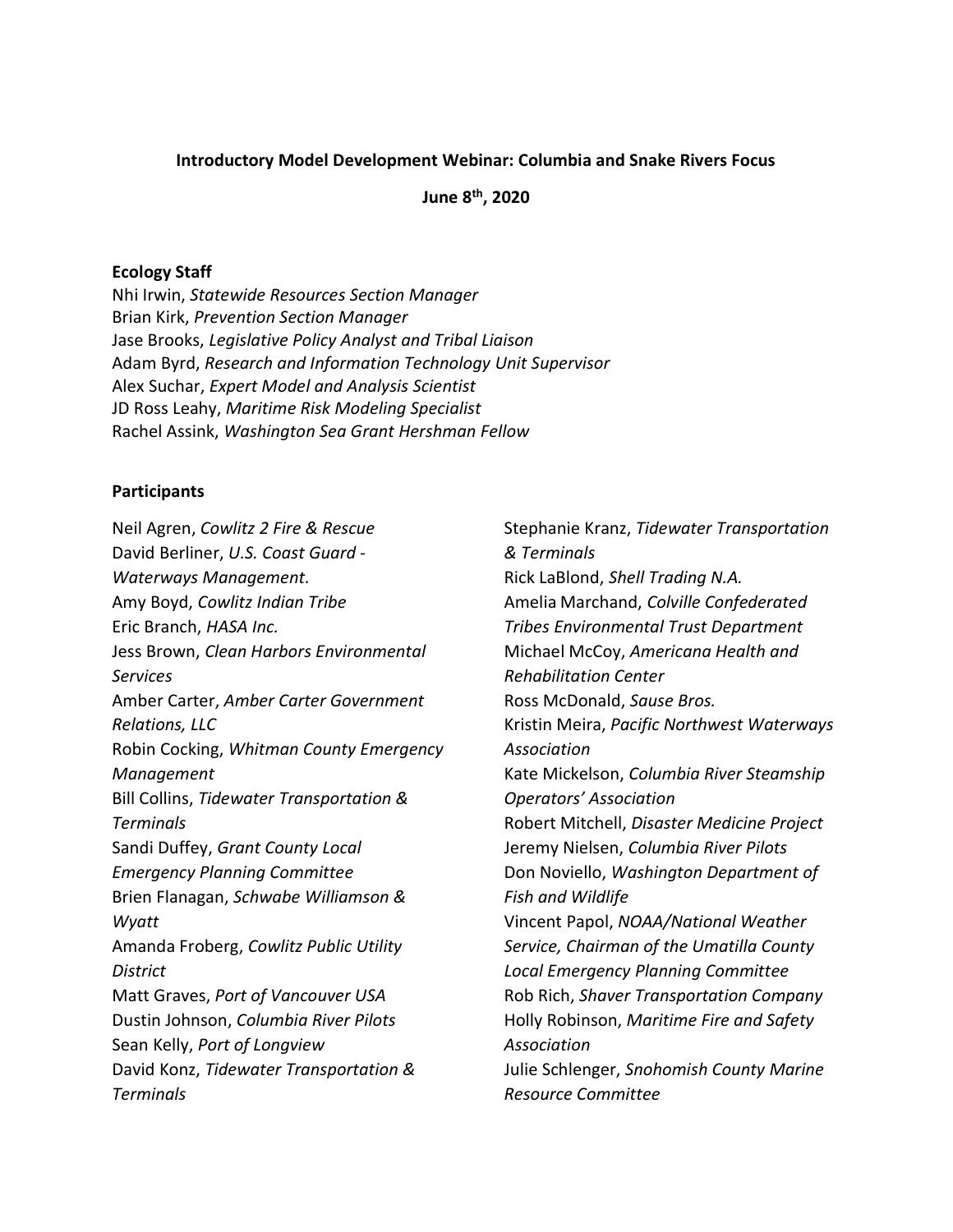**Introductory Model Development Webinar: Columbia and Snake Rivers Focus**

**June 8th, 2020**

**Ecology Staff**

Nhi Irwin, *Statewide Resources Section Manager*
Brian Kirk, *Prevention Section Manager*
Jase Brooks, *Legislative Policy Analyst and Tribal Liaison*
Adam Byrd, *Research and Information Technology Unit Supervisor*
Alex Suchar, *Expert Model and Analysis Scientist*
JD Ross Leahy, *Maritime Risk Modeling Specialist*
Rachel Assink, *Washington Sea Grant Hershman Fellow*

**Participants**

Neil Agren, *Cowlitz 2 Fire & Rescue*
David Berliner, *U.S. Coast Guard - Waterways Management.*
Amy Boyd, *Cowlitz Indian Tribe*
Eric Branch, *HASA Inc.*
Jess Brown, *Clean Harbors Environmental Services*
Amber Carter, *Amber Carter Government Relations, LLC*
Robin Cocking, *Whitman County Emergency Management*
Bill Collins, *Tidewater Transportation & Terminals*
Sandi Duffey, *Grant County Local Emergency Planning Committee*
Brien Flanagan, *Schwabe Williamson & Wyatt*
Amanda Froberg, *Cowlitz Public Utility District*
Matt Graves, *Port of Vancouver USA*
Dustin Johnson, *Columbia River Pilots*
Sean Kelly, *Port of Longview*
David Konz, *Tidewater Transportation & Terminals*
Stephanie Kranz, *Tidewater Transportation & Terminals*
Rick LaBlond, *Shell Trading N.A.*
Amelia Marchand, *Colville Confederated Tribes Environmental Trust Department*
Michael McCoy, *Americana Health and Rehabilitation Center*
Ross McDonald, *Sause Bros.*
Kristin Meira, *Pacific Northwest Waterways Association*
Kate Mickelson, *Columbia River Steamship Operators' Association*
Robert Mitchell, *Disaster Medicine Project*
Jeremy Nielsen, *Columbia River Pilots*
Don Noviello, *Washington Department of Fish and Wildlife*
Vincent Papol, *NOAA/National Weather Service, Chairman of the Umatilla County Local Emergency Planning Committee*
Rob Rich, *Shaver Transportation Company*
Holly Robinson, *Maritime Fire and Safety Association*
Julie Schlenger, *Snohomish County Marine Resource Committee*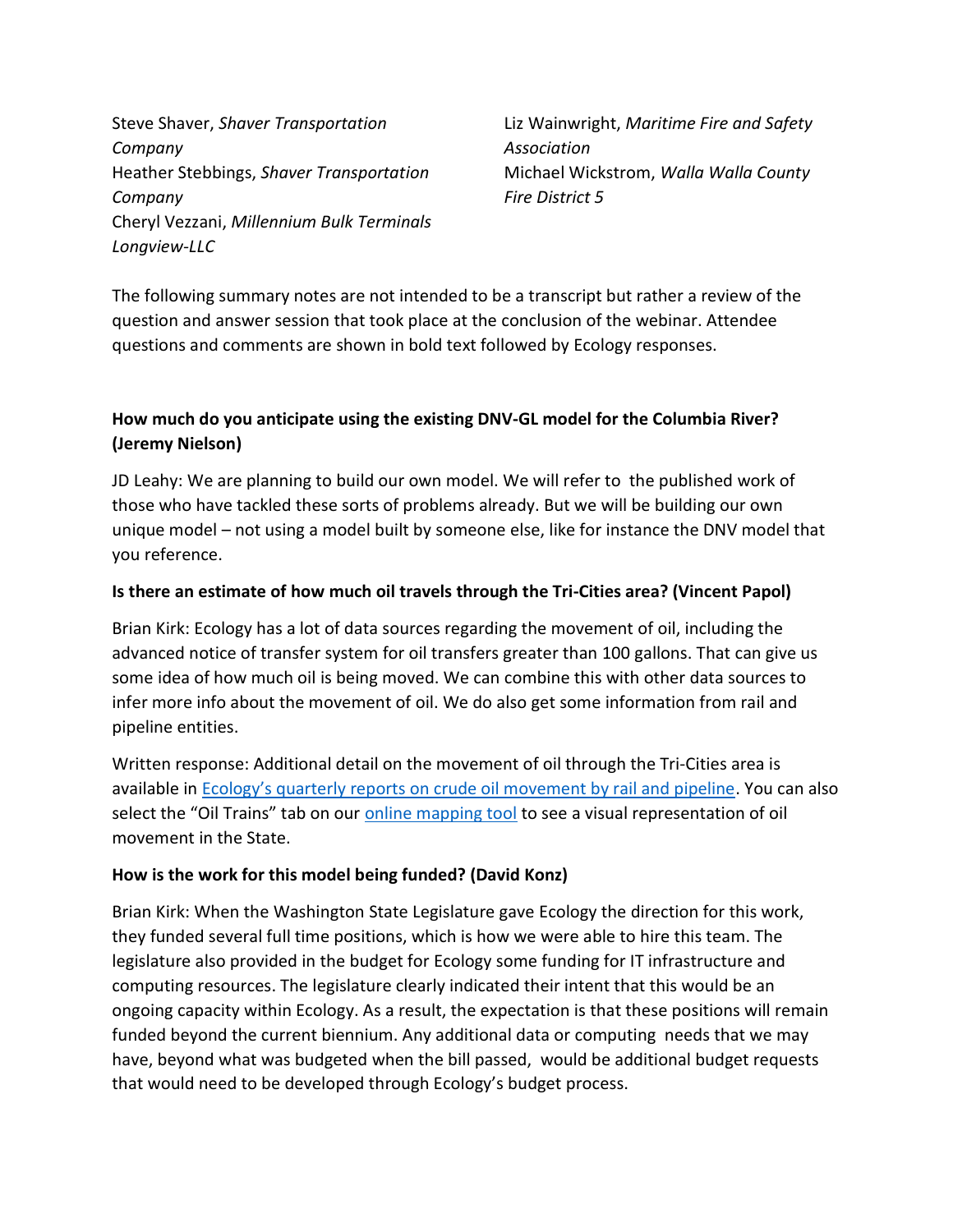Steve Shaver, *Shaver Transportation Company*
Heather Stebbings, *Shaver Transportation Company*
Cheryl Vezzani, *Millennium Bulk Terminals Longview-LLC*
Liz Wainwright, *Maritime Fire and Safety Association*
Michael Wickstrom, *Walla Walla County Fire District 5*

The following summary notes are not intended to be a transcript but rather a review of the question and answer session that took place at the conclusion of the webinar. Attendee questions and comments are shown in bold text followed by Ecology responses.

**How much do you anticipate using the existing DNV-GL model for the Columbia River? (Jeremy Nielson)**

JD Leahy: We are planning to build our own model. We will refer to the published work of those who have tackled these sorts of problems already. But we will be building our own unique model – not using a model built by someone else, like for instance the DNV model that you reference.

**Is there an estimate of how much oil travels through the Tri-Cities area? (Vincent Papol)**

Brian Kirk: Ecology has a lot of data sources regarding the movement of oil, including the advanced notice of transfer system for oil transfers greater than 100 gallons. That can give us some idea of how much oil is being moved. We can combine this with other data sources to infer more info about the movement of oil. We do also get some information from rail and pipeline entities.

Written response: Additional detail on the movement of oil through the Tri-Cities area is available in Ecology's quarterly reports on crude oil movement by rail and pipeline. You can also select the "Oil Trains" tab on our online mapping tool to see a visual representation of oil movement in the State.

**How is the work for this model being funded? (David Konz)**

Brian Kirk: When the Washington State Legislature gave Ecology the direction for this work, they funded several full time positions, which is how we were able to hire this team. The legislature also provided in the budget for Ecology some funding for IT infrastructure and computing resources. The legislature clearly indicated their intent that this would be an ongoing capacity within Ecology. As a result, the expectation is that these positions will remain funded beyond the current biennium. Any additional data or computing needs that we may have, beyond what was budgeted when the bill passed, would be additional budget requests that would need to be developed through Ecology's budget process.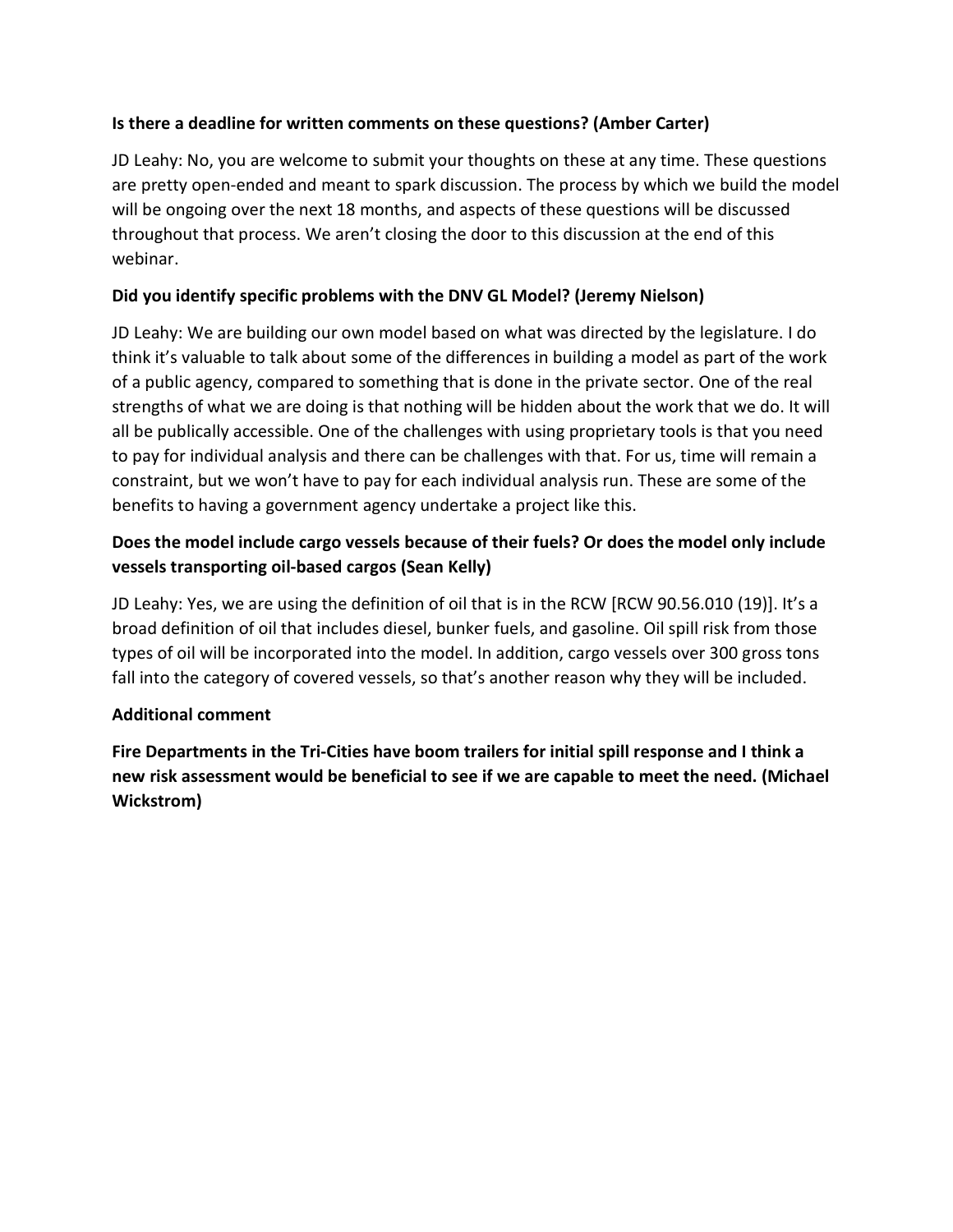**Is there a deadline for written comments on these questions? (Amber Carter)**

JD Leahy: No, you are welcome to submit your thoughts on these at any time. These questions are pretty open-ended and meant to spark discussion. The process by which we build the model will be ongoing over the next 18 months, and aspects of these questions will be discussed throughout that process. We aren't closing the door to this discussion at the end of this webinar.

**Did you identify specific problems with the DNV GL Model? (Jeremy Nielson)**

JD Leahy: We are building our own model based on what was directed by the legislature. I do think it's valuable to talk about some of the differences in building a model as part of the work of a public agency, compared to something that is done in the private sector. One of the real strengths of what we are doing is that nothing will be hidden about the work that we do. It will all be publically accessible. One of the challenges with using proprietary tools is that you need to pay for individual analysis and there can be challenges with that. For us, time will remain a constraint, but we won't have to pay for each individual analysis run. These are some of the benefits to having a government agency undertake a project like this.

**Does the model include cargo vessels because of their fuels? Or does the model only include vessels transporting oil-based cargos (Sean Kelly)**

JD Leahy: Yes, we are using the definition of oil that is in the RCW [RCW 90.56.010 (19)]. It's a broad definition of oil that includes diesel, bunker fuels, and gasoline. Oil spill risk from those types of oil will be incorporated into the model. In addition, cargo vessels over 300 gross tons fall into the category of covered vessels, so that's another reason why they will be included.

**Additional comment**

**Fire Departments in the Tri-Cities have boom trailers for initial spill response and I think a new risk assessment would be beneficial to see if we are capable to meet the need. (Michael Wickstrom)**